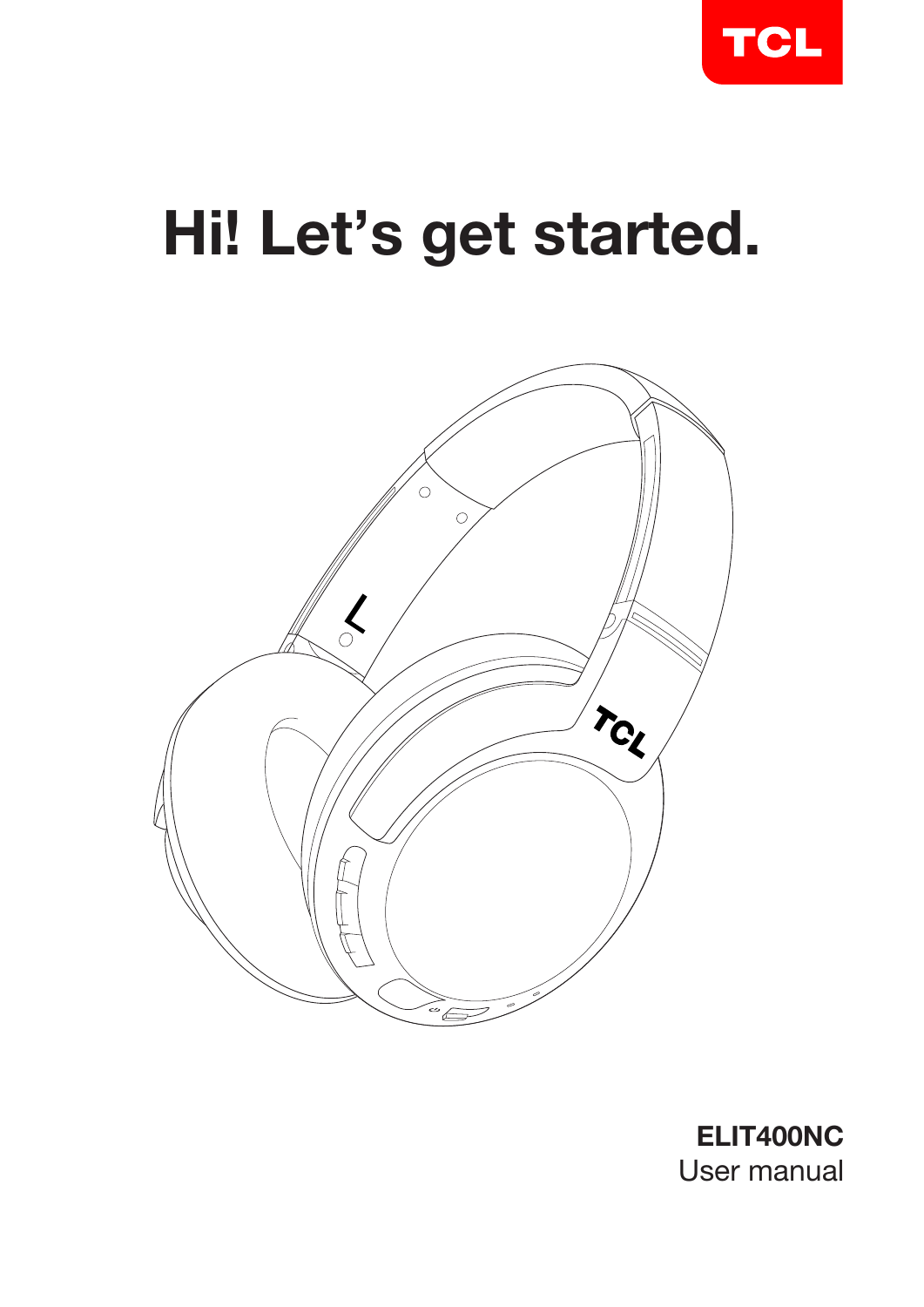TCL

# Hi! Let's get started.

**ELIT400NC**

User manual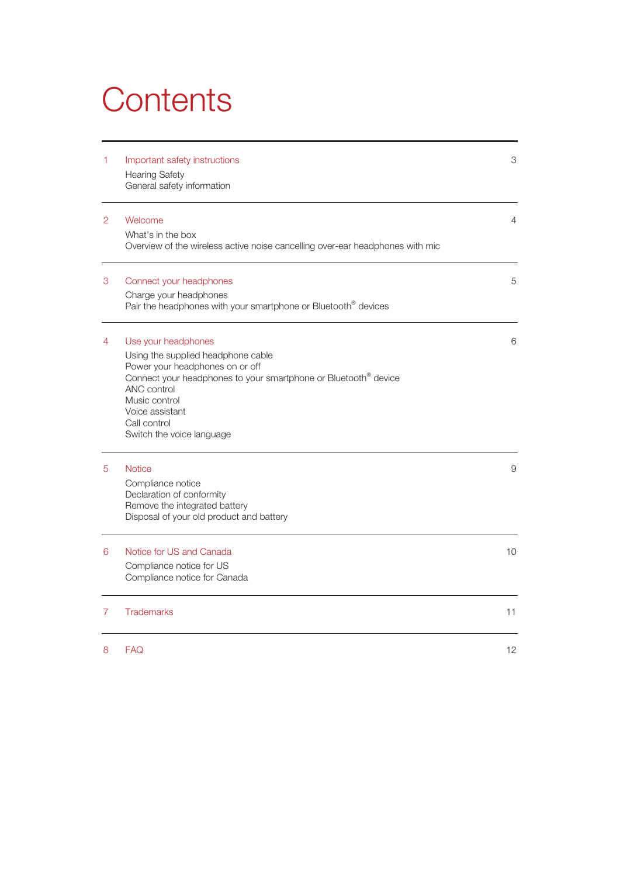# Contents

| | | |
|---|---|---|
| 1 | Important safety instructions<br>Hearing Safety<br>General safety information | 3 |
| 2 | Welcome<br>What's in the box<br>Overview of the wireless active noise cancelling over-ear headphones with mic | 4 |
| 3 | Connect your headphones<br>Charge your headphones<br>Pair the headphones with your smartphone or Bluetooth® devices | 5 |
| 4 | Use your headphones<br>Using the supplied headphone cable<br>Power your headphones on or off<br>Connect your headphones to your smartphone or Bluetooth® device<br>ANC control<br>Music control<br>Voice assistant<br>Call control<br>Switch the voice language | 6 |
| 5 | Notice<br>Compliance notice<br>Declaration of conformity<br>Remove the integrated battery<br>Disposal of your old product and battery | 9 |
| 6 | Notice for US and Canada<br>Compliance notice for US<br>Compliance notice for Canada | 10 |
| 7 | Trademarks | 11 |
| 8 | FAQ | 12 |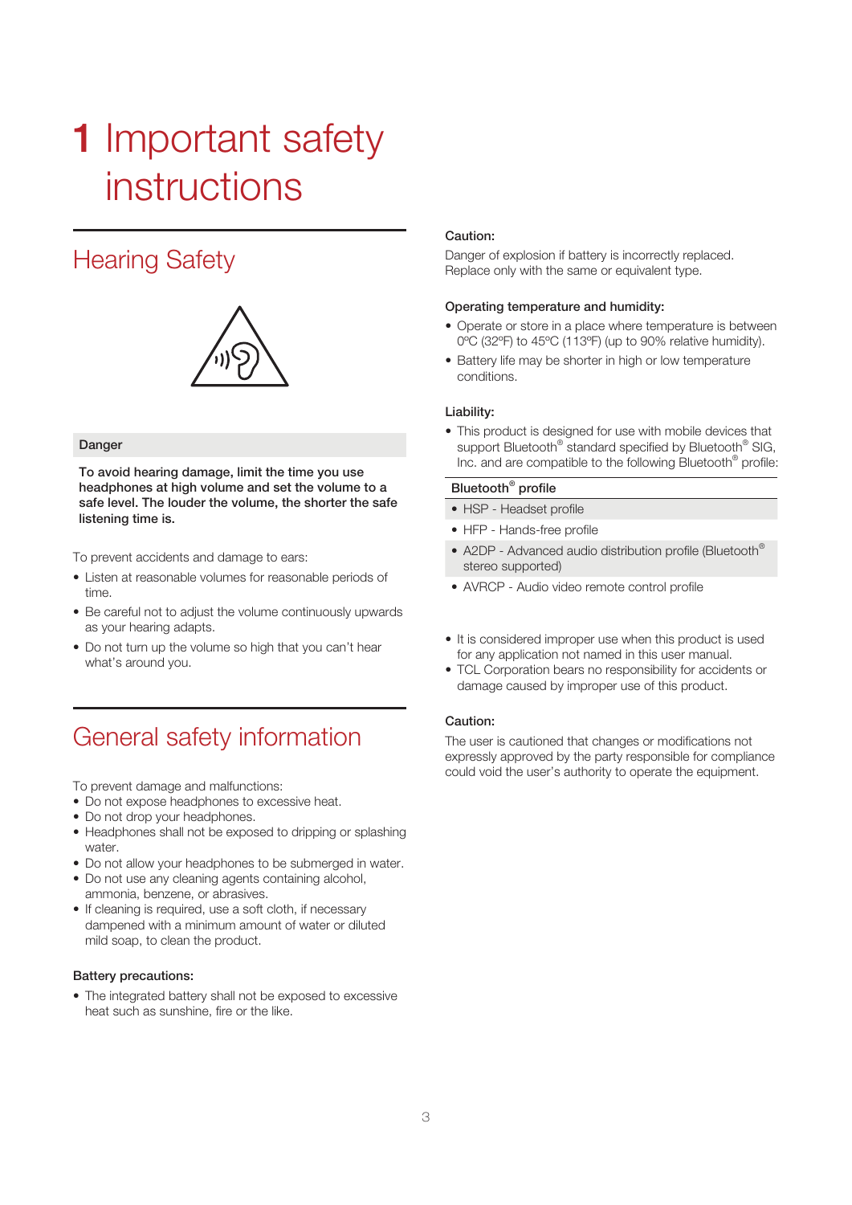# 1 Important safety instructions

## Hearing Safety

**Danger**

**To avoid hearing damage, limit the time you use headphones at high volume and set the volume to a safe level. The louder the volume, the shorter the safe listening time is.**

To prevent accidents and damage to ears:

- Listen at reasonable volumes for reasonable periods of time.
- Be careful not to adjust the volume continuously upwards as your hearing adapts.
- Do not turn up the volume so high that you can't hear what's around you.

## General safety information

To prevent damage and malfunctions:

- Do not expose headphones to excessive heat.
- Do not drop your headphones.
- Headphones shall not be exposed to dripping or splashing water.
- Do not allow your headphones to be submerged in water.
- Do not use any cleaning agents containing alcohol, ammonia, benzene, or abrasives.
- If cleaning is required, use a soft cloth, if necessary dampened with a minimum amount of water or diluted mild soap, to clean the product.

**Battery precautions:**

- The integrated battery shall not be exposed to excessive heat such as sunshine, fire or the like.

**Caution:**

Danger of explosion if battery is incorrectly replaced. Replace only with the same or equivalent type.

**Operating temperature and humidity:**

- Operate or store in a place where temperature is between 0ºC (32ºF) to 45ºC (113ºF) (up to 90% relative humidity).
- Battery life may be shorter in high or low temperature conditions.

**Liability:**

- This product is designed for use with mobile devices that support Bluetooth® standard specified by Bluetooth® SIG, Inc. and are compatible to the following Bluetooth® profile:

| Bluetooth® profile |
| --- |
| • HSP - Headset profile |
| • HFP - Hands-free profile |
| • A2DP - Advanced audio distribution profile (Bluetooth® stereo supported) |
| • AVRCP - Audio video remote control profile |

- It is considered improper use when this product is used for any application not named in this user manual.
- TCL Corporation bears no responsibility for accidents or damage caused by improper use of this product.

**Caution:**

The user is cautioned that changes or modifications not expressly approved by the party responsible for compliance could void the user's authority to operate the equipment.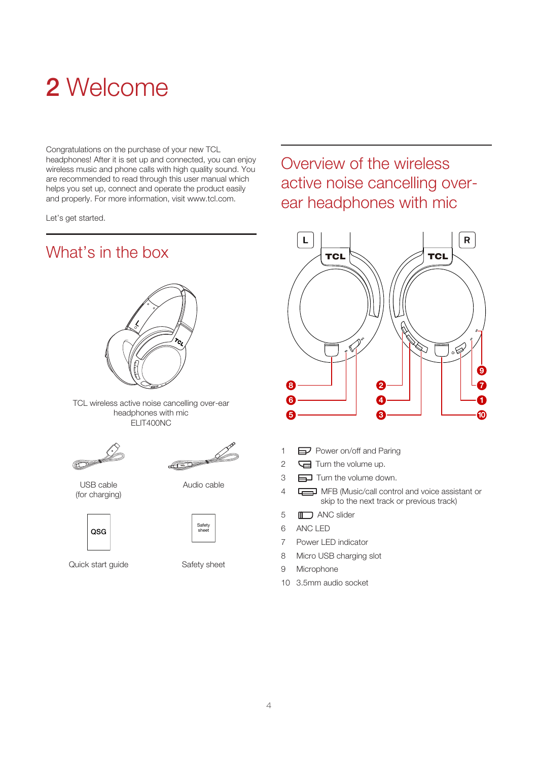# 2 Welcome

Congratulations on the purchase of your new TCL headphones! After it is set up and connected, you can enjoy wireless music and phone calls with high quality sound. You are recommended to read through this user manual which helps you set up, connect and operate the product easily and properly. For more information, visit www.tcl.com.

Let's get started.

## What's in the box

TCL wireless active noise cancelling over-ear headphones with mic
ELIT400NC

USB cable (for charging)

Audio cable

Quick start guide

Safety sheet

## Overview of the wireless active noise cancelling over-ear headphones with mic

1 Power on/off and Paring
2 Turn the volume up.
3 Turn the volume down.
4 MFB (Music/call control and voice assistant or skip to the next track or previous track)
5 ANC slider
6 ANC LED
7 Power LED indicator
8 Micro USB charging slot
9 Microphone
10 3.5mm audio socket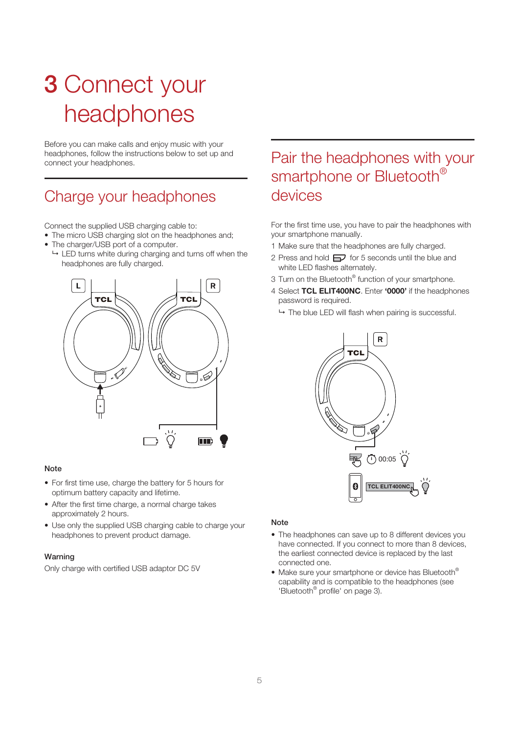# 3 Connect your headphones

Before you can make calls and enjoy music with your headphones, follow the instructions below to set up and connect your headphones.

## Charge your headphones

Connect the supplied USB charging cable to:

- The micro USB charging slot on the headphones and;
- The charger/USB port of a computer.
  ↳ LED turns white during charging and turns off when the headphones are fully charged.

### Note

- For first time use, charge the battery for 5 hours for optimum battery capacity and lifetime.
- After the first time charge, a normal charge takes approximately 2 hours.
- Use only the supplied USB charging cable to charge your headphones to prevent product damage.

### Warning

Only charge with certified USB adaptor DC 5V

## Pair the headphones with your smartphone or Bluetooth® devices

For the first time use, you have to pair the headphones with your smartphone manually.

1. Make sure that the headphones are fully charged.
2. Press and hold for 5 seconds until the blue and white LED flashes alternately.
3. Turn on the Bluetooth® function of your smartphone.
4. Select **TCL ELIT400NC**. Enter **'0000'** if the headphones password is required.
   ↳ The blue LED will flash when pairing is successful.

### Note

- The headphones can save up to 8 different devices you have connected. If you connect to more than 8 devices, the earliest connected device is replaced by the last connected one.
- Make sure your smartphone or device has Bluetooth® capability and is compatible to the headphones (see 'Bluetooth® profile' on page 3).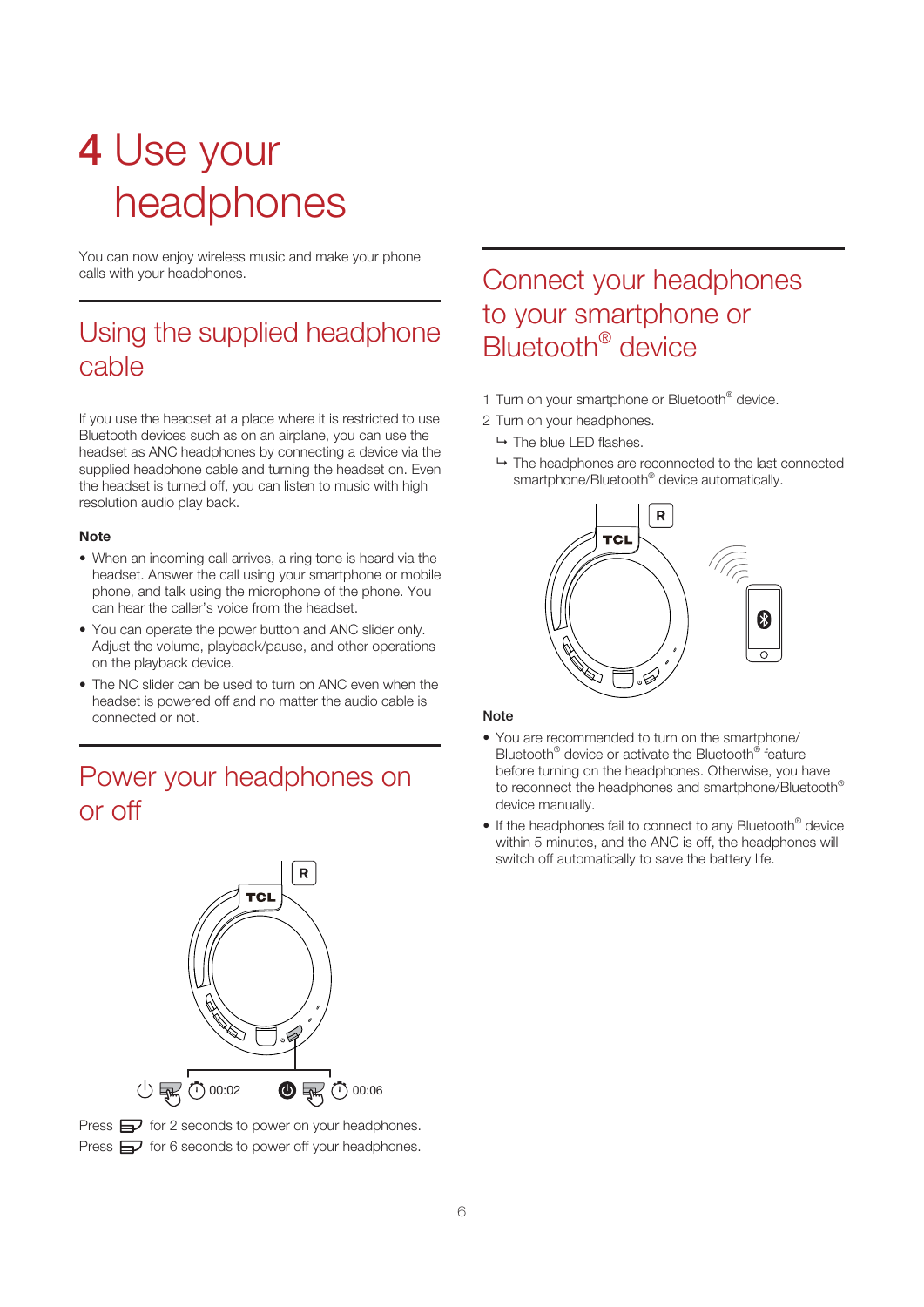# 4 Use your headphones

You can now enjoy wireless music and make your phone calls with your headphones.

## Using the supplied headphone cable

If you use the headset at a place where it is restricted to use Bluetooth devices such as on an airplane, you can use the headset as ANC headphones by connecting a device via the supplied headphone cable and turning the headset on. Even the headset is turned off, you can listen to music with high resolution audio play back.

**Note**

- When an incoming call arrives, a ring tone is heard via the headset. Answer the call using your smartphone or mobile phone, and talk using the microphone of the phone. You can hear the caller's voice from the headset.
- You can operate the power button and ANC slider only. Adjust the volume, playback/pause, and other operations on the playback device.
- The NC slider can be used to turn on ANC even when the headset is powered off and no matter the audio cable is connected or not.

## Power your headphones on or off

00:02 00:06

Press for 2 seconds to power on your headphones.
Press for 6 seconds to power off your headphones.

## Connect your headphones to your smartphone or Bluetooth® device

1 Turn on your smartphone or Bluetooth® device.
2 Turn on your headphones.
  ↳ The blue LED flashes.
  ↳ The headphones are reconnected to the last connected smartphone/Bluetooth® device automatically.

**Note**

- You are recommended to turn on the smartphone/ Bluetooth® device or activate the Bluetooth® feature before turning on the headphones. Otherwise, you have to reconnect the headphones and smartphone/Bluetooth® device manually.
- If the headphones fail to connect to any Bluetooth® device within 5 minutes, and the ANC is off, the headphones will switch off automatically to save the battery life.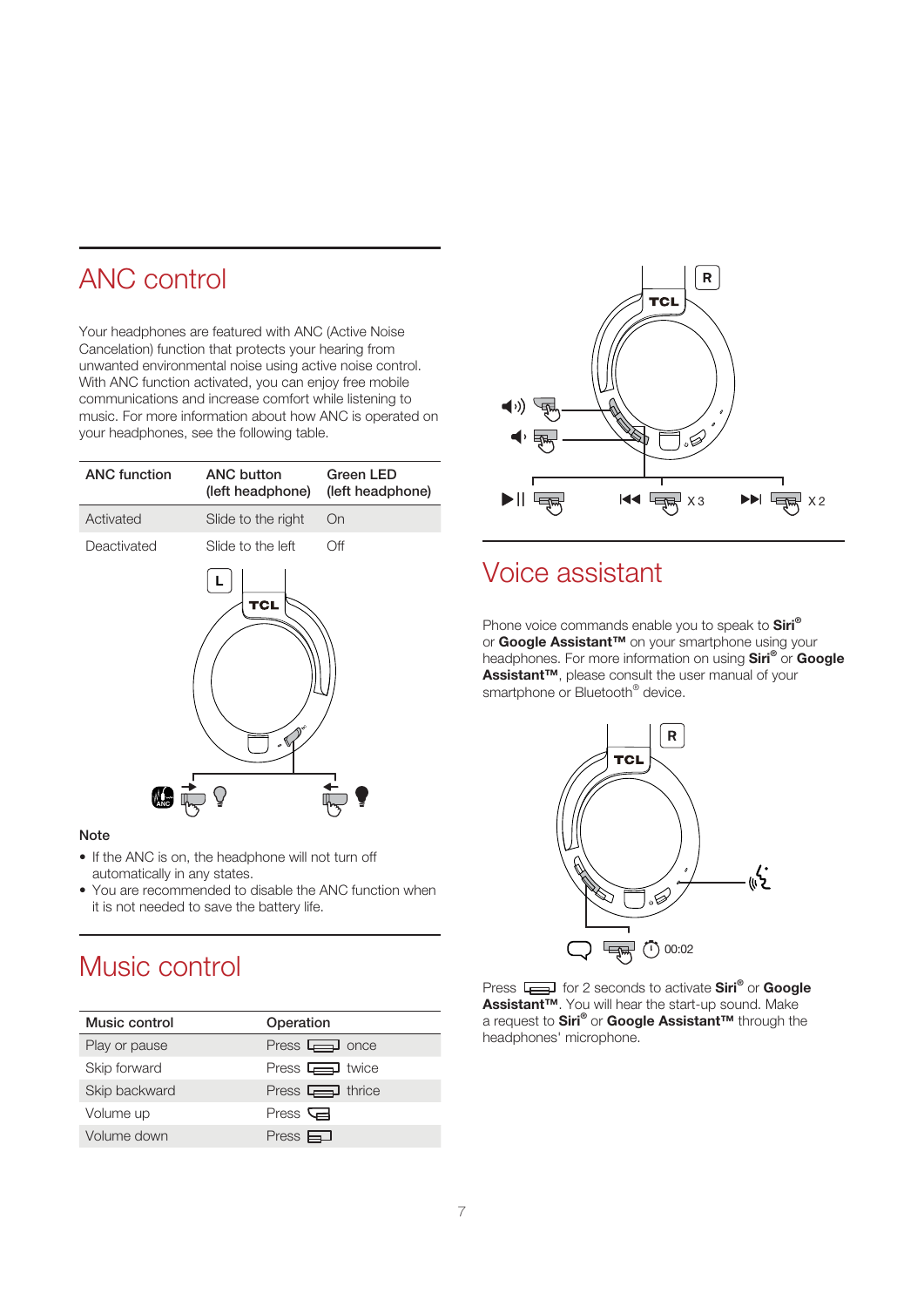## ANC control

Your headphones are featured with ANC (Active Noise Cancelation) function that protects your hearing from unwanted environmental noise using active noise control. With ANC function activated, you can enjoy free mobile communications and increase comfort while listening to music. For more information about how ANC is operated on your headphones, see the following table.

| ANC function | ANC button (left headphone) | Green LED (left headphone) |
|---|---|---|
| Activated | Slide to the right | On |
| Deactivated | Slide to the left | Off |

**Note**

- If the ANC is on, the headphone will not turn off automatically in any states.
- You are recommended to disable the ANC function when it is not needed to save the battery life.

## Music control

| Music control | Operation |
|---|---|
| Play or pause | Press once |
| Skip forward | Press twice |
| Skip backward | Press thrice |
| Volume up | Press |
| Volume down | Press |

## Voice assistant

Phone voice commands enable you to speak to **Siri®** or **Google Assistant™** on your smartphone using your headphones. For more information on using **Siri®** or **Google Assistant™**, please consult the user manual of your smartphone or Bluetooth® device.

00:02

Press for 2 seconds to activate **Siri®** or **Google Assistant™**. You will hear the start-up sound. Make a request to **Siri®** or **Google Assistant™** through the headphones' microphone.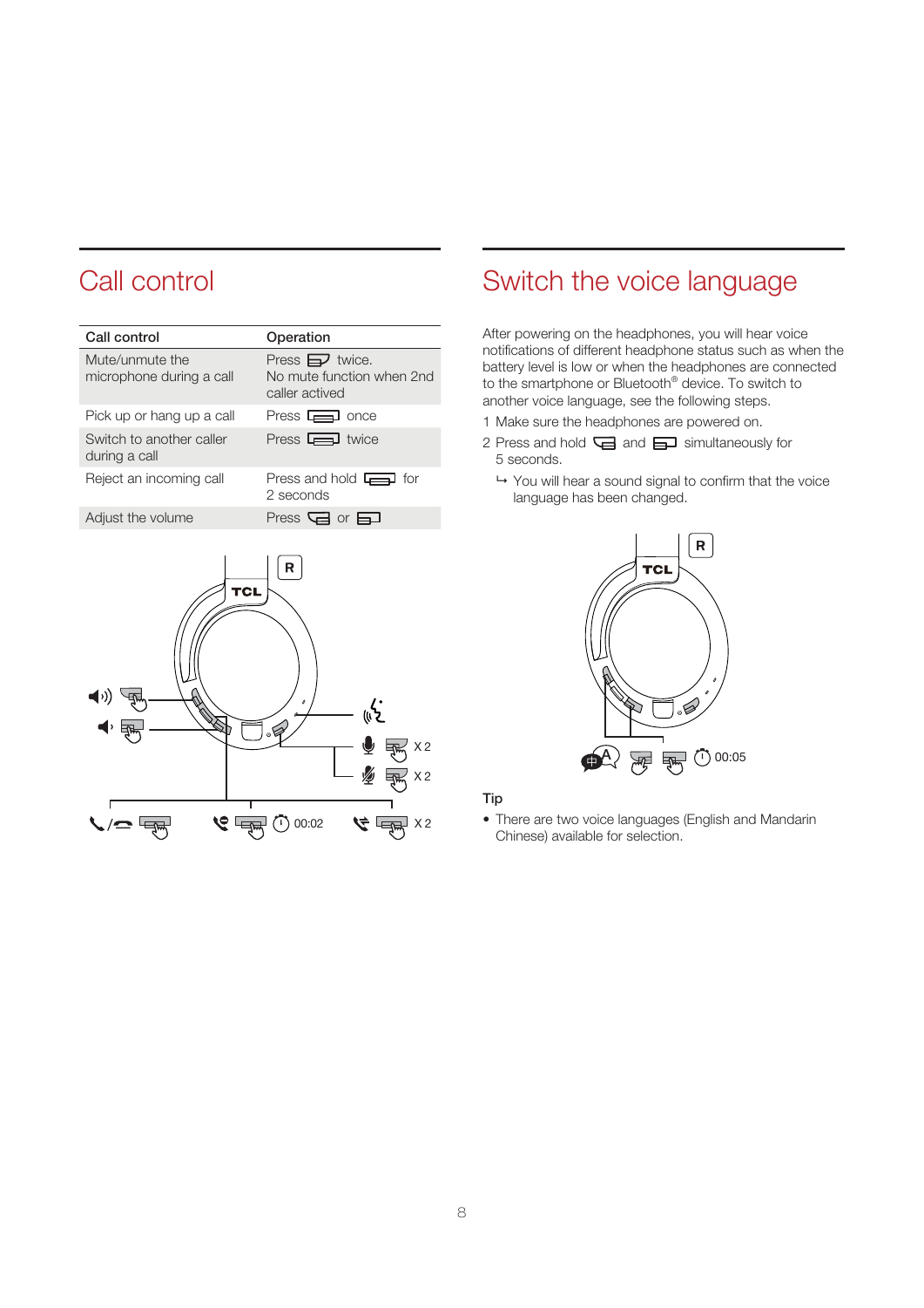# Call control

| Call control | Operation |
| --- | --- |
| Mute/unmute the microphone during a call | Press twice. No mute function when 2nd caller actived |
| Pick up or hang up a call | Press once |
| Switch to another caller during a call | Press twice |
| Reject an incoming call | Press and hold for 2 seconds |
| Adjust the volume | Press or |

R

TCL

X 2

X 2

00:02

X 2

# Switch the voice language

After powering on the headphones, you will hear voice notifications of different headphone status such as when the battery level is low or when the headphones are connected to the smartphone or Bluetooth® device. To switch to another voice language, see the following steps.

1 Make sure the headphones are powered on.

2 Press and hold and simultaneously for 5 seconds.

↳ You will hear a sound signal to confirm that the voice language has been changed.

R

TCL

00:05

**Tip**

- There are two voice languages (English and Mandarin Chinese) available for selection.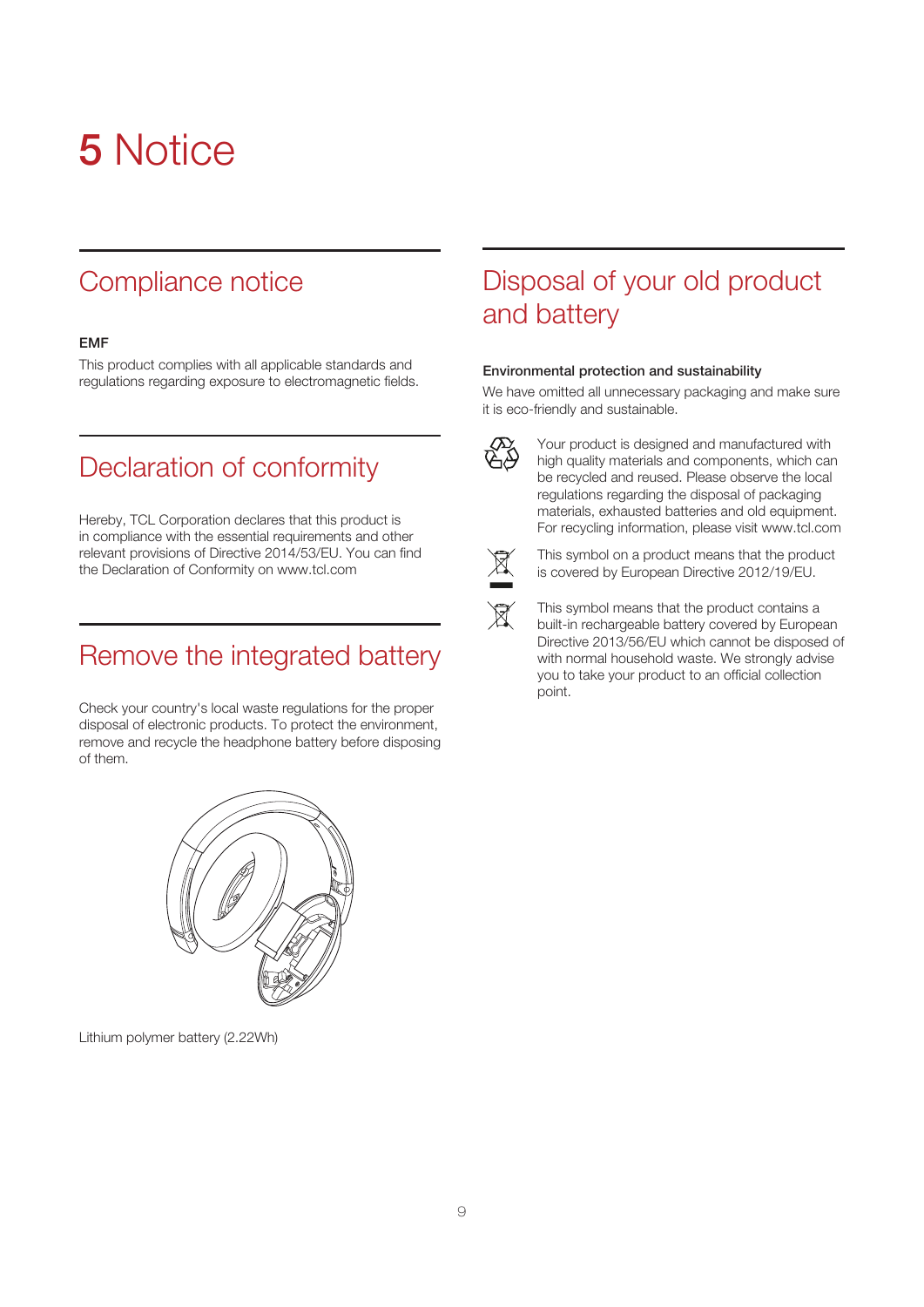# 5 Notice

## Compliance notice

**EMF**

This product complies with all applicable standards and regulations regarding exposure to electromagnetic fields.

## Declaration of conformity

Hereby, TCL Corporation declares that this product is in compliance with the essential requirements and other relevant provisions of Directive 2014/53/EU. You can find the Declaration of Conformity on www.tcl.com

## Remove the integrated battery

Check your country's local waste regulations for the proper disposal of electronic products. To protect the environment, remove and recycle the headphone battery before disposing of them.

Lithium polymer battery (2.22Wh)

## Disposal of your old product and battery

**Environmental protection and sustainability**

We have omitted all unnecessary packaging and make sure it is eco-friendly and sustainable.

Your product is designed and manufactured with high quality materials and components, which can be recycled and reused. Please observe the local regulations regarding the disposal of packaging materials, exhausted batteries and old equipment. For recycling information, please visit www.tcl.com

This symbol on a product means that the product is covered by European Directive 2012/19/EU.

This symbol means that the product contains a built-in rechargeable battery covered by European Directive 2013/56/EU which cannot be disposed of with normal household waste. We strongly advise you to take your product to an official collection point.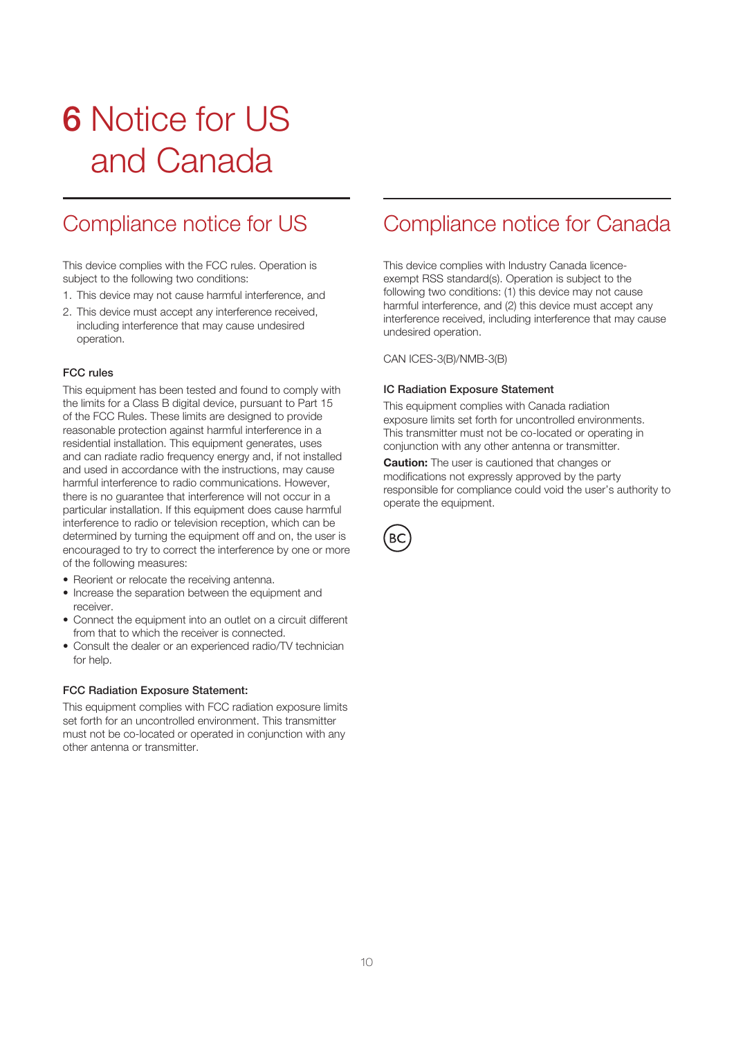# 6 Notice for US and Canada

## Compliance notice for US

This device complies with the FCC rules. Operation is subject to the following two conditions:

1. This device may not cause harmful interference, and
2. This device must accept any interference received, including interference that may cause undesired operation.

### FCC rules

This equipment has been tested and found to comply with the limits for a Class B digital device, pursuant to Part 15 of the FCC Rules. These limits are designed to provide reasonable protection against harmful interference in a residential installation. This equipment generates, uses and can radiate radio frequency energy and, if not installed and used in accordance with the instructions, may cause harmful interference to radio communications. However, there is no guarantee that interference will not occur in a particular installation. If this equipment does cause harmful interference to radio or television reception, which can be determined by turning the equipment off and on, the user is encouraged to try to correct the interference by one or more of the following measures:

- Reorient or relocate the receiving antenna.
- Increase the separation between the equipment and receiver.
- Connect the equipment into an outlet on a circuit different from that to which the receiver is connected.
- Consult the dealer or an experienced radio/TV technician for help.

### FCC Radiation Exposure Statement:

This equipment complies with FCC radiation exposure limits set forth for an uncontrolled environment. This transmitter must not be co-located or operated in conjunction with any other antenna or transmitter.

## Compliance notice for Canada

This device complies with Industry Canada licence-exempt RSS standard(s). Operation is subject to the following two conditions: (1) this device may not cause harmful interference, and (2) this device must accept any interference received, including interference that may cause undesired operation.

CAN ICES-3(B)/NMB-3(B)

### IC Radiation Exposure Statement

This equipment complies with Canada radiation exposure limits set forth for uncontrolled environments. This transmitter must not be co-located or operating in conjunction with any other antenna or transmitter.

**Caution:** The user is cautioned that changes or modifications not expressly approved by the party responsible for compliance could void the user's authority to operate the equipment.

BC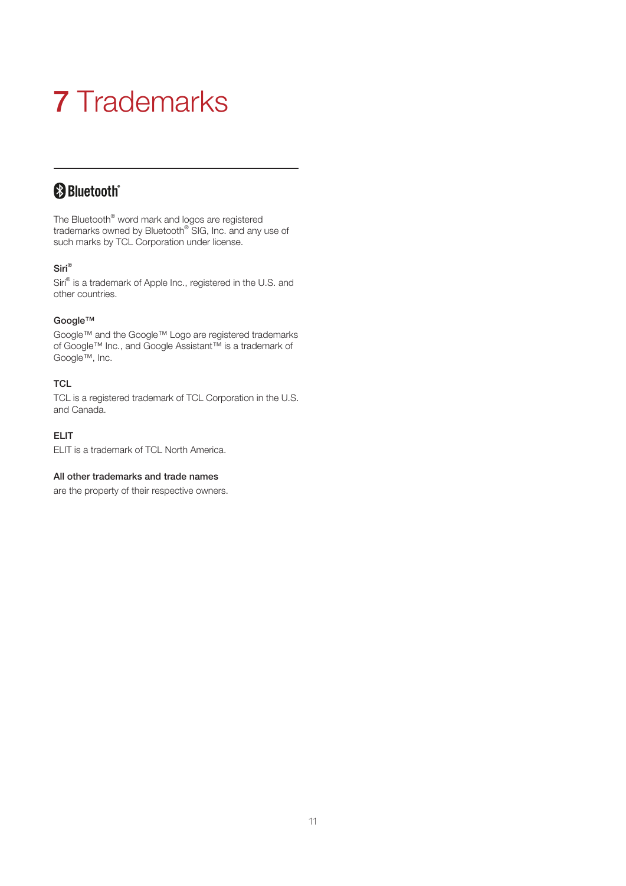# 7 Trademarks

**Bluetooth®**

The Bluetooth® word mark and logos are registered trademarks owned by Bluetooth® SIG, Inc. and any use of such marks by TCL Corporation under license.

**Siri®**

Siri® is a trademark of Apple Inc., registered in the U.S. and other countries.

**Google™**

Google™ and the Google™ Logo are registered trademarks of Google™ Inc., and Google Assistant™ is a trademark of Google™, Inc.

**TCL**

TCL is a registered trademark of TCL Corporation in the U.S. and Canada.

**ELIT**

ELIT is a trademark of TCL North America.

**All other trademarks and trade names**

are the property of their respective owners.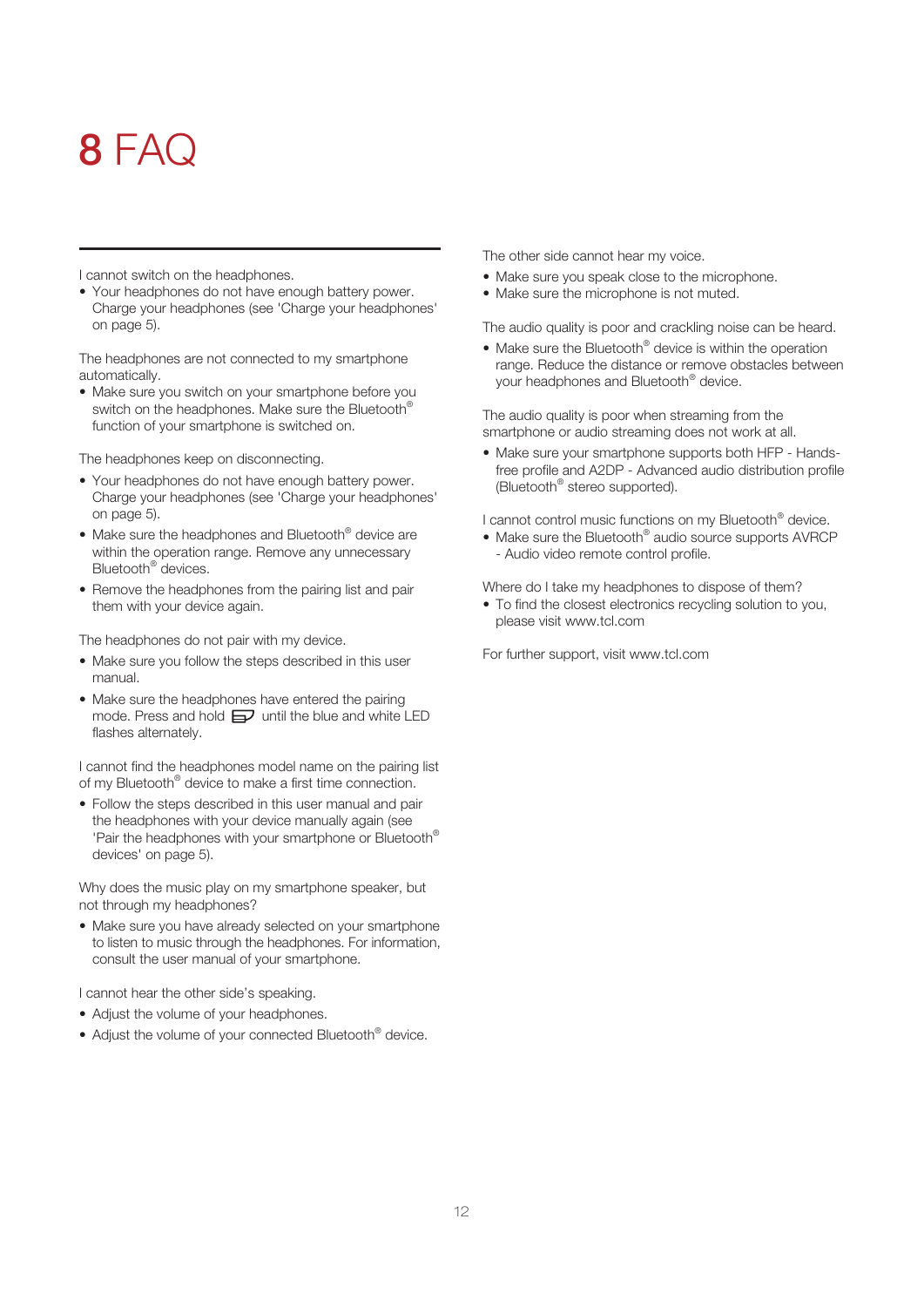# 8 FAQ

I cannot switch on the headphones.

- Your headphones do not have enough battery power. Charge your headphones (see 'Charge your headphones' on page 5).

The headphones are not connected to my smartphone automatically.

- Make sure you switch on your smartphone before you switch on the headphones. Make sure the Bluetooth® function of your smartphone is switched on.

The headphones keep on disconnecting.

- Your headphones do not have enough battery power. Charge your headphones (see 'Charge your headphones' on page 5).
- Make sure the headphones and Bluetooth® device are within the operation range. Remove any unnecessary Bluetooth® devices.
- Remove the headphones from the pairing list and pair them with your device again.

The headphones do not pair with my device.

- Make sure you follow the steps described in this user manual.
- Make sure the headphones have entered the pairing mode. Press and hold until the blue and white LED flashes alternately.

I cannot find the headphones model name on the pairing list of my Bluetooth® device to make a first time connection.

- Follow the steps described in this user manual and pair the headphones with your device manually again (see 'Pair the headphones with your smartphone or Bluetooth® devices' on page 5).

Why does the music play on my smartphone speaker, but not through my headphones?

- Make sure you have already selected on your smartphone to listen to music through the headphones. For information, consult the user manual of your smartphone.

I cannot hear the other side's speaking.

- Adjust the volume of your headphones.
- Adjust the volume of your connected Bluetooth® device.

The other side cannot hear my voice.

- Make sure you speak close to the microphone.
- Make sure the microphone is not muted.

The audio quality is poor and crackling noise can be heard.

- Make sure the Bluetooth® device is within the operation range. Reduce the distance or remove obstacles between your headphones and Bluetooth® device.

The audio quality is poor when streaming from the smartphone or audio streaming does not work at all.

- Make sure your smartphone supports both HFP - Hands-free profile and A2DP - Advanced audio distribution profile (Bluetooth® stereo supported).

I cannot control music functions on my Bluetooth® device.

- Make sure the Bluetooth® audio source supports AVRCP - Audio video remote control profile.

Where do I take my headphones to dispose of them?

- To find the closest electronics recycling solution to you, please visit www.tcl.com

For further support, visit www.tcl.com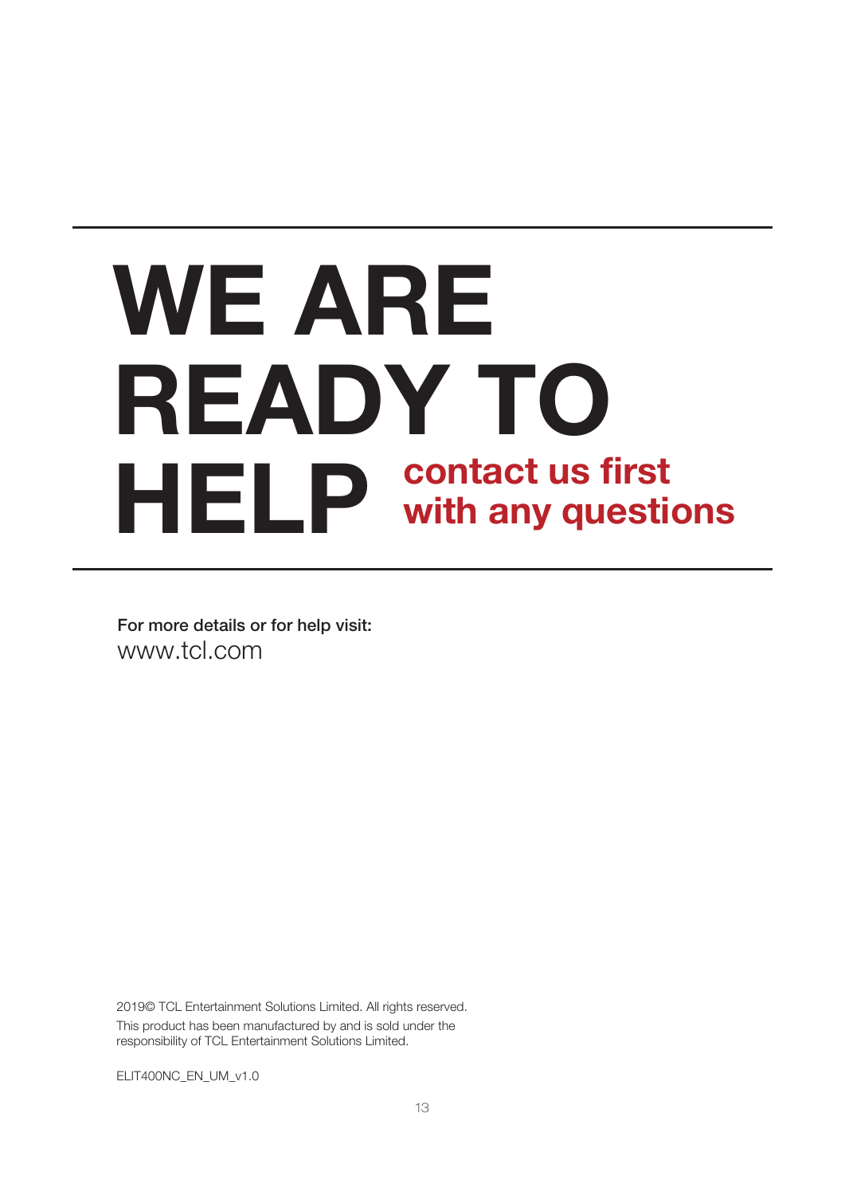# WE ARE READY TO HELP

**contact us first with any questions**

**For more details or for help visit:**
www.tcl.com

2019© TCL Entertainment Solutions Limited. All rights reserved.

This product has been manufactured by and is sold under the responsibility of TCL Entertainment Solutions Limited.

ELIT400NC_EN_UM_v1.0